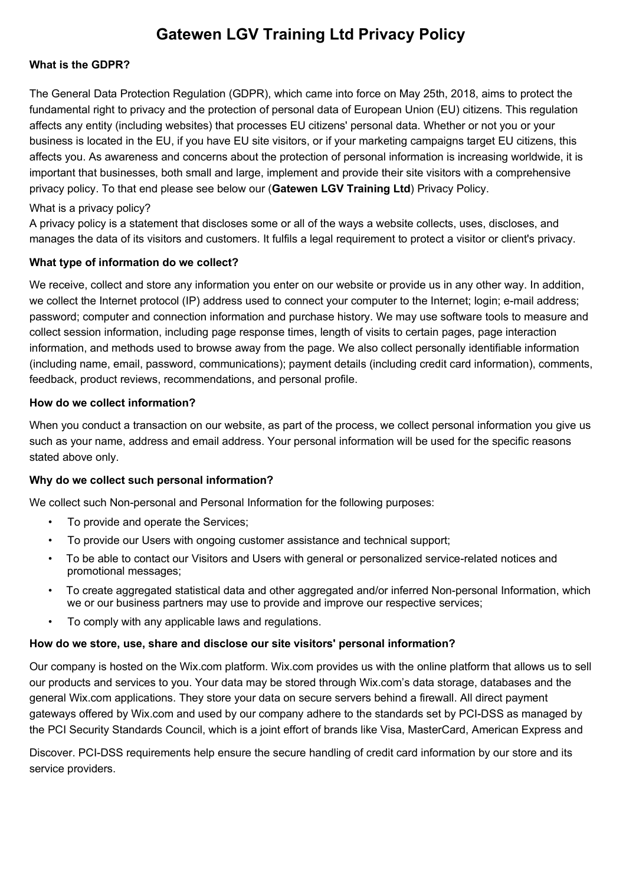# Gatewen LGV Training Ltd Privacy Policy

**What is the GDPR?**

The General Data Protection Regulation (GDPR), which came into force on May 25th, 2018, aims to protect the fundamental right to privacy and the protection of personal data of European Union (EU) citizens. This regulation affects any entity (including websites) that processes EU citizens' personal data. Whether or not you or your business is located in the EU, if you have EU site visitors, or if your marketing campaigns target EU citizens, this affects you. As awareness and concerns about the protection of personal information is increasing worldwide, it is important that businesses, both small and large, implement and provide their site visitors with a comprehensive privacy policy. To that end please see below our (**Gatewen LGV Training Ltd**) Privacy Policy.

What is a privacy policy?
A privacy policy is a statement that discloses some or all of the ways a website collects, uses, discloses, and manages the data of its visitors and customers. It fulfils a legal requirement to protect a visitor or client's privacy.

**What type of information do we collect?**

We receive, collect and store any information you enter on our website or provide us in any other way. In addition, we collect the Internet protocol (IP) address used to connect your computer to the Internet; login; e-mail address; password; computer and connection information and purchase history. We may use software tools to measure and collect session information, including page response times, length of visits to certain pages, page interaction information, and methods used to browse away from the page. We also collect personally identifiable information (including name, email, password, communications); payment details (including credit card information), comments, feedback, product reviews, recommendations, and personal profile.

**How do we collect information?**

When you conduct a transaction on our website, as part of the process, we collect personal information you give us such as your name, address and email address. Your personal information will be used for the specific reasons stated above only.

**Why do we collect such personal information?**

We collect such Non-personal and Personal Information for the following purposes:

- To provide and operate the Services;
- To provide our Users with ongoing customer assistance and technical support;
- To be able to contact our Visitors and Users with general or personalized service-related notices and promotional messages;
- To create aggregated statistical data and other aggregated and/or inferred Non-personal Information, which we or our business partners may use to provide and improve our respective services;
- To comply with any applicable laws and regulations.

**How do we store, use, share and disclose our site visitors' personal information?**

Our company is hosted on the Wix.com platform. Wix.com provides us with the online platform that allows us to sell our products and services to you. Your data may be stored through Wix.com's data storage, databases and the general Wix.com applications. They store your data on secure servers behind a firewall. All direct payment gateways offered by Wix.com and used by our company adhere to the standards set by PCI-DSS as managed by the PCI Security Standards Council, which is a joint effort of brands like Visa, MasterCard, American Express and Discover. PCI-DSS requirements help ensure the secure handling of credit card information by our store and its service providers.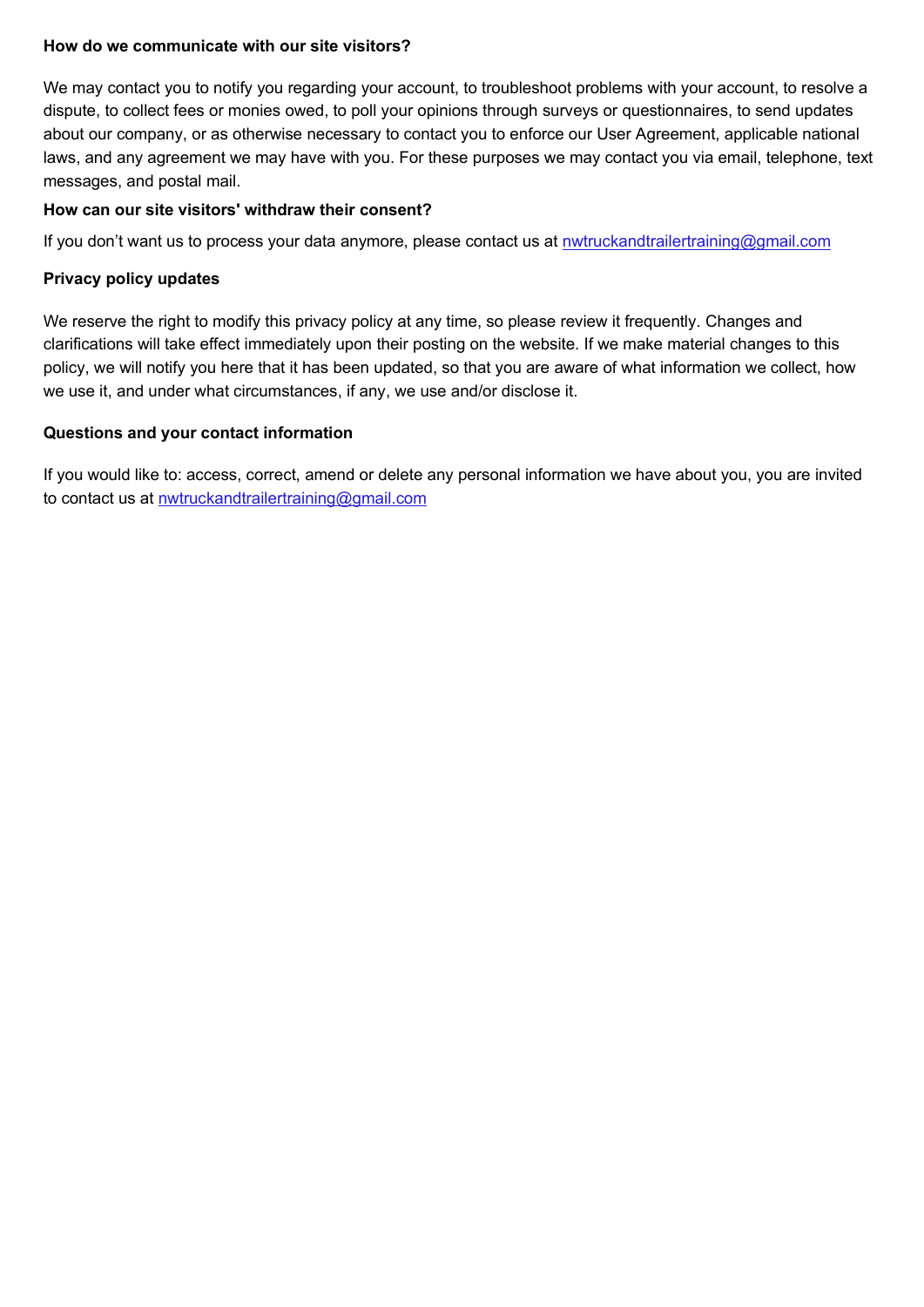**How do we communicate with our site visitors?**

We may contact you to notify you regarding your account, to troubleshoot problems with your account, to resolve a dispute, to collect fees or monies owed, to poll your opinions through surveys or questionnaires, to send updates about our company, or as otherwise necessary to contact you to enforce our User Agreement, applicable national laws, and any agreement we may have with you. For these purposes we may contact you via email, telephone, text messages, and postal mail.

**How can our site visitors' withdraw their consent?**

If you don't want us to process your data anymore, please contact us at nwtruckandtrailertraining@gmail.com

**Privacy policy updates**

We reserve the right to modify this privacy policy at any time, so please review it frequently. Changes and clarifications will take effect immediately upon their posting on the website. If we make material changes to this policy, we will notify you here that it has been updated, so that you are aware of what information we collect, how we use it, and under what circumstances, if any, we use and/or disclose it.

**Questions and your contact information**

If you would like to: access, correct, amend or delete any personal information we have about you, you are invited to contact us at nwtruckandtrailertraining@gmail.com